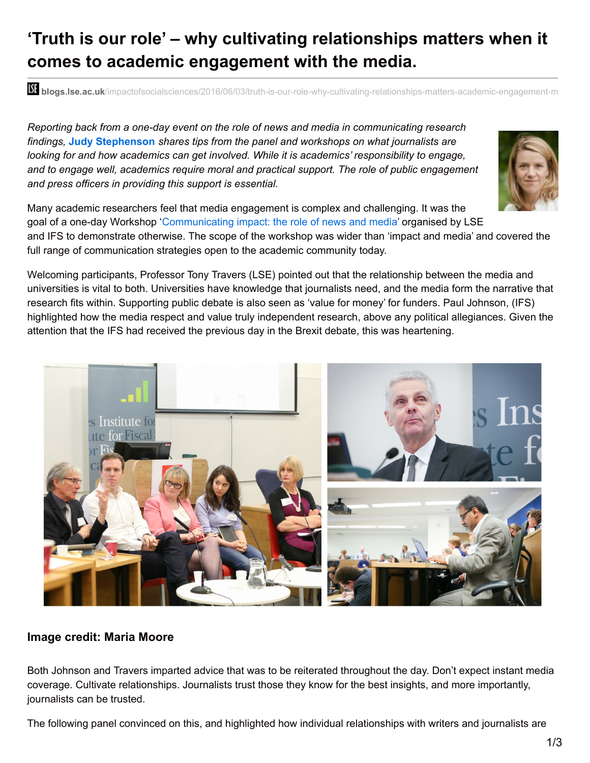# ‘Truth is our role’ – why cultivating relationships matters when it comes to academic engagement with the media.

**blogs.lse.ac.uk**/impactofsocialsciences/2016/06/03/truth-is-our-role-why-cultivating-relationships-matters-academic-engagement-m

*Reporting back from a one-day event on the role of news and media in communicating research findings,* **Judy Stephenson** *shares tips from the panel and workshops on what journalists are looking for and how academics can get involved. While it is academics’ responsibility to engage, and to engage well, academics require moral and practical support. The role of public engagement and press officers in providing this support is essential.*

Many academic researchers feel that media engagement is complex and challenging. It was the goal of a one-day Workshop ‘Communicating impact: the role of news and media’ organised by LSE and IFS to demonstrate otherwise. The scope of the workshop was wider than ‘impact and media’ and covered the full range of communication strategies open to the academic community today.

Welcoming participants, Professor Tony Travers (LSE) pointed out that the relationship between the media and universities is vital to both. Universities have knowledge that journalists need, and the media form the narrative that research fits within. Supporting public debate is also seen as ‘value for money’ for funders. Paul Johnson, (IFS) highlighted how the media respect and value truly independent research, above any political allegiances. Given the attention that the IFS had received the previous day in the Brexit debate, this was heartening.

**Image credit: Maria Moore**

Both Johnson and Travers imparted advice that was to be reiterated throughout the day. Don’t expect instant media coverage. Cultivate relationships. Journalists trust those they know for the best insights, and more importantly, journalists can be trusted.

The following panel convinced on this, and highlighted how individual relationships with writers and journalists are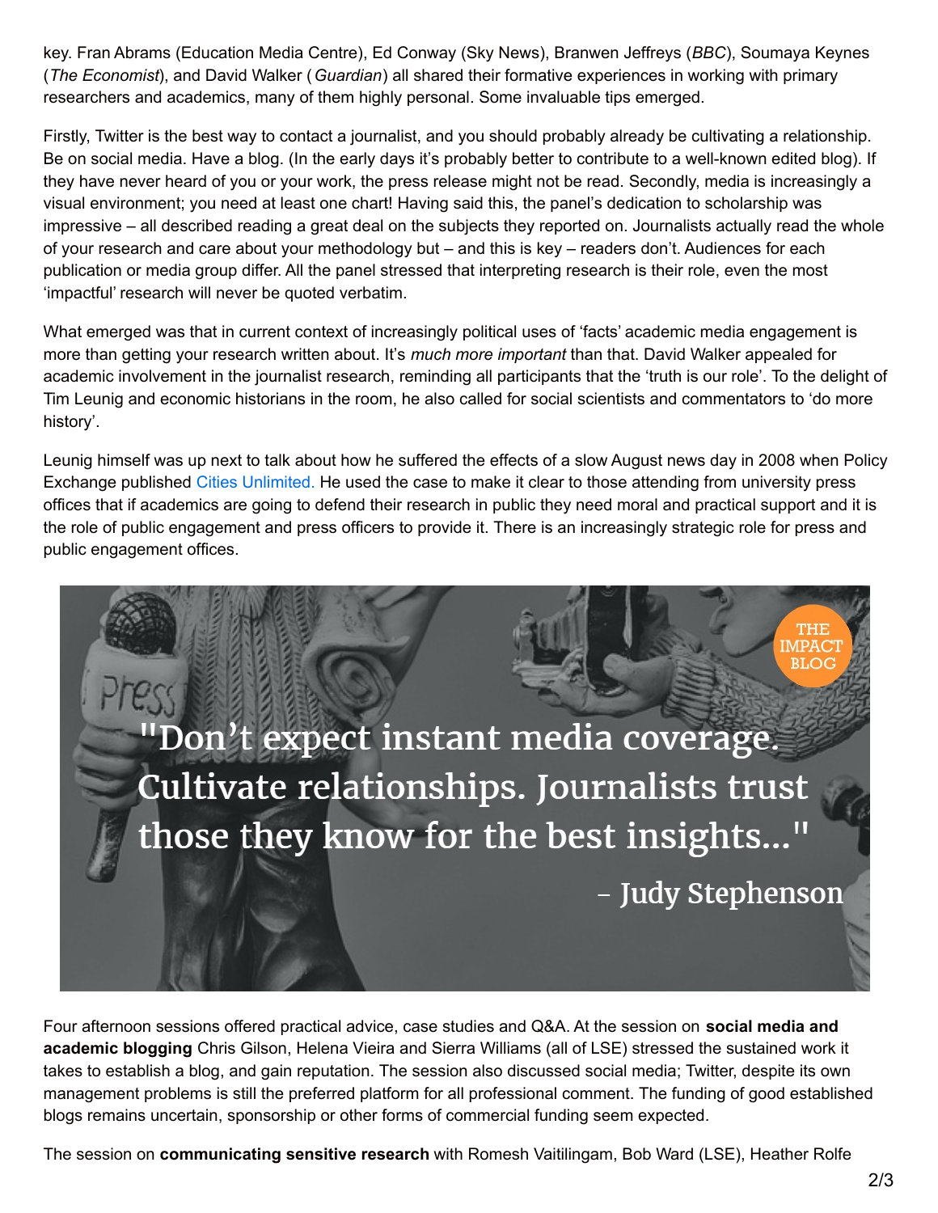key. Fran Abrams (Education Media Centre), Ed Conway (Sky News), Branwen Jeffreys (*BBC*), Soumaya Keynes (*The Economist*), and David Walker ( *Guardian*) all shared their formative experiences in working with primary researchers and academics, many of them highly personal. Some invaluable tips emerged.

Firstly, Twitter is the best way to contact a journalist, and you should probably already be cultivating a relationship. Be on social media. Have a blog. (In the early days it's probably better to contribute to a well-known edited blog). If they have never heard of you or your work, the press release might not be read. Secondly, media is increasingly a visual environment; you need at least one chart! Having said this, the panel's dedication to scholarship was impressive – all described reading a great deal on the subjects they reported on. Journalists actually read the whole of your research and care about your methodology but – and this is key – readers don't. Audiences for each publication or media group differ. All the panel stressed that interpreting research is their role, even the most 'impactful' research will never be quoted verbatim.

What emerged was that in current context of increasingly political uses of 'facts' academic media engagement is more than getting your research written about. It's *much more important* than that. David Walker appealed for academic involvement in the journalist research, reminding all participants that the 'truth is our role'. To the delight of Tim Leunig and economic historians in the room, he also called for social scientists and commentators to 'do more history'.

Leunig himself was up next to talk about how he suffered the effects of a slow August news day in 2008 when Policy Exchange published Cities Unlimited. He used the case to make it clear to those attending from university press offices that if academics are going to defend their research in public they need moral and practical support and it is the role of public engagement and press officers to provide it. There is an increasingly strategic role for press and public engagement offices.

"Don't expect instant media coverage. Cultivate relationships. Journalists trust those they know for the best insights..." – Judy Stephenson

Four afternoon sessions offered practical advice, case studies and Q&A. At the session on **social media and academic blogging** Chris Gilson, Helena Vieira and Sierra Williams (all of LSE) stressed the sustained work it takes to establish a blog, and gain reputation. The session also discussed social media; Twitter, despite its own management problems is still the preferred platform for all professional comment. The funding of good established blogs remains uncertain, sponsorship or other forms of commercial funding seem expected.

The session on **communicating sensitive research** with Romesh Vaitilingam, Bob Ward (LSE), Heather Rolfe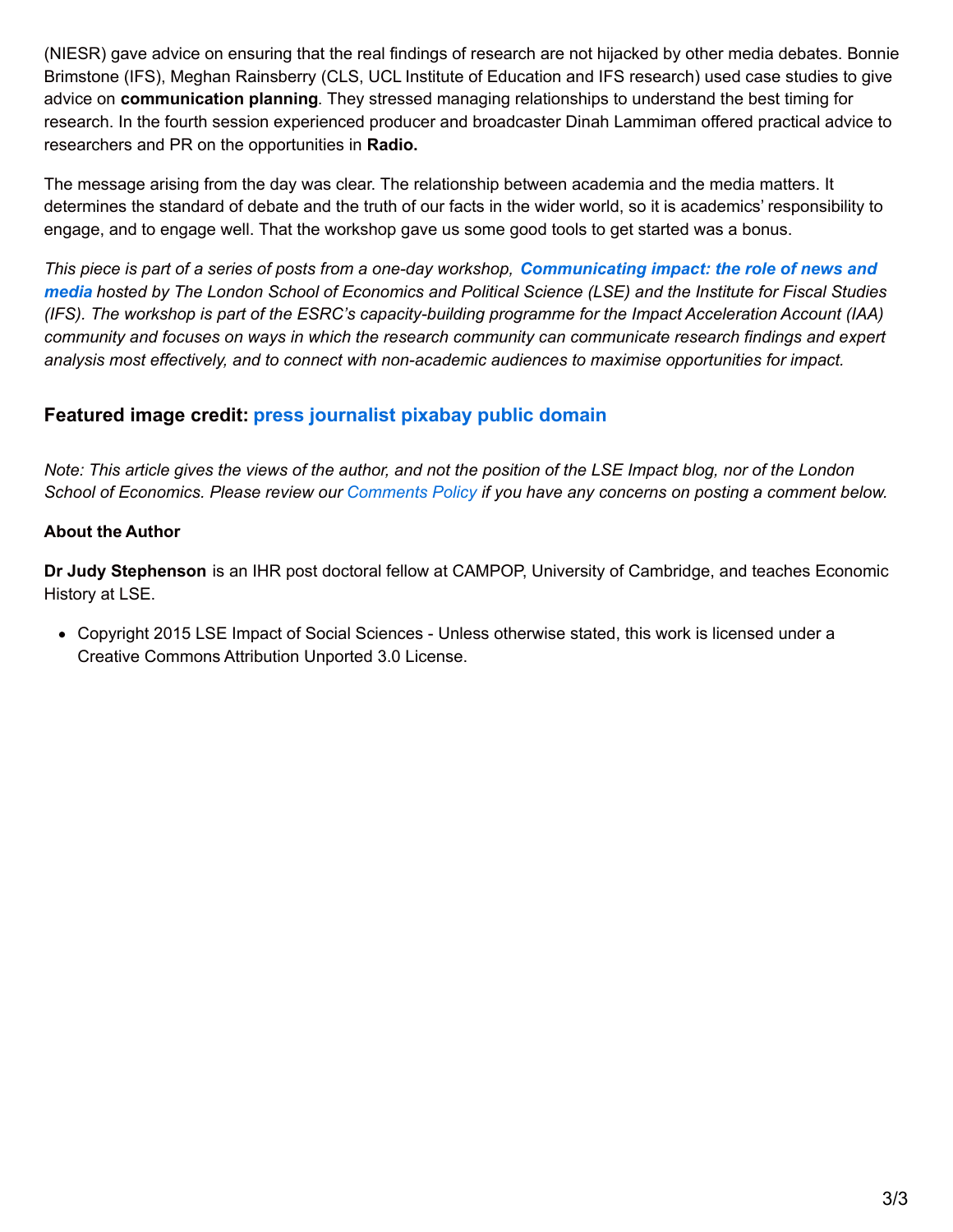(NIESR) gave advice on ensuring that the real findings of research are not hijacked by other media debates. Bonnie Brimstone (IFS), Meghan Rainsberry (CLS, UCL Institute of Education and IFS research) used case studies to give advice on **communication planning**. They stressed managing relationships to understand the best timing for research. In the fourth session experienced producer and broadcaster Dinah Lammiman offered practical advice to researchers and PR on the opportunities in **Radio.**

The message arising from the day was clear. The relationship between academia and the media matters. It determines the standard of debate and the truth of our facts in the wider world, so it is academics' responsibility to engage, and to engage well. That the workshop gave us some good tools to get started was a bonus.

*This piece is part of a series of posts from a one-day workshop,* ***Communicating impact: the role of news and media*** *hosted by The London School of Economics and Political Science (LSE) and the Institute for Fiscal Studies (IFS). The workshop is part of the ESRC's capacity-building programme for the Impact Acceleration Account (IAA) community and focuses on ways in which the research community can communicate research findings and expert analysis most effectively, and to connect with non-academic audiences to maximise opportunities for impact.*

### Featured image credit: press journalist pixabay public domain

*Note: This article gives the views of the author, and not the position of the LSE Impact blog, nor of the London School of Economics. Please review our Comments Policy if you have any concerns on posting a comment below.*

**About the Author**

**Dr Judy Stephenson** is an IHR post doctoral fellow at CAMPOP, University of Cambridge, and teaches Economic History at LSE.

- Copyright 2015 LSE Impact of Social Sciences - Unless otherwise stated, this work is licensed under a Creative Commons Attribution Unported 3.0 License.